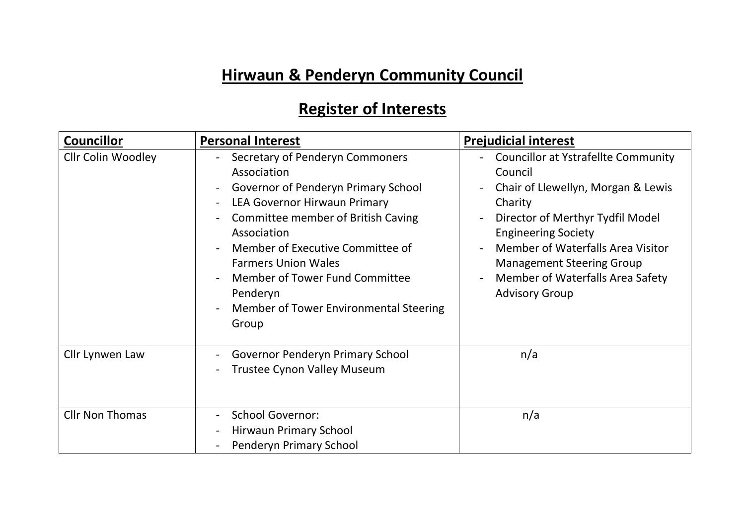# Hirwaun & Penderyn Community Council

## Register of Interests

| Councillor | Personal Interest | Prejudicial interest |
|---|---|---|
| Cllr Colin Woodley | - Secretary of Penderyn Commoners Association<br>- Governor of Penderyn Primary School<br>- LEA Governor Hirwaun Primary<br>- Committee member of British Caving Association<br>- Member of Executive Committee of Farmers Union Wales<br>- Member of Tower Fund Committee Penderyn<br>- Member of Tower Environmental Steering Group | - Councillor at Ystrafellte Community Council<br>- Chair of Llewellyn, Morgan & Lewis Charity<br>- Director of Merthyr Tydfil Model Engineering Society<br>- Member of Waterfalls Area Visitor Management Steering Group<br>- Member of Waterfalls Area Safety Advisory Group |
| Cllr Lynwen Law | - Governor Penderyn Primary School<br>- Trustee Cynon Valley Museum | n/a |
| Cllr Non Thomas | - School Governor:<br>- Hirwaun Primary School<br>- Penderyn Primary School | n/a |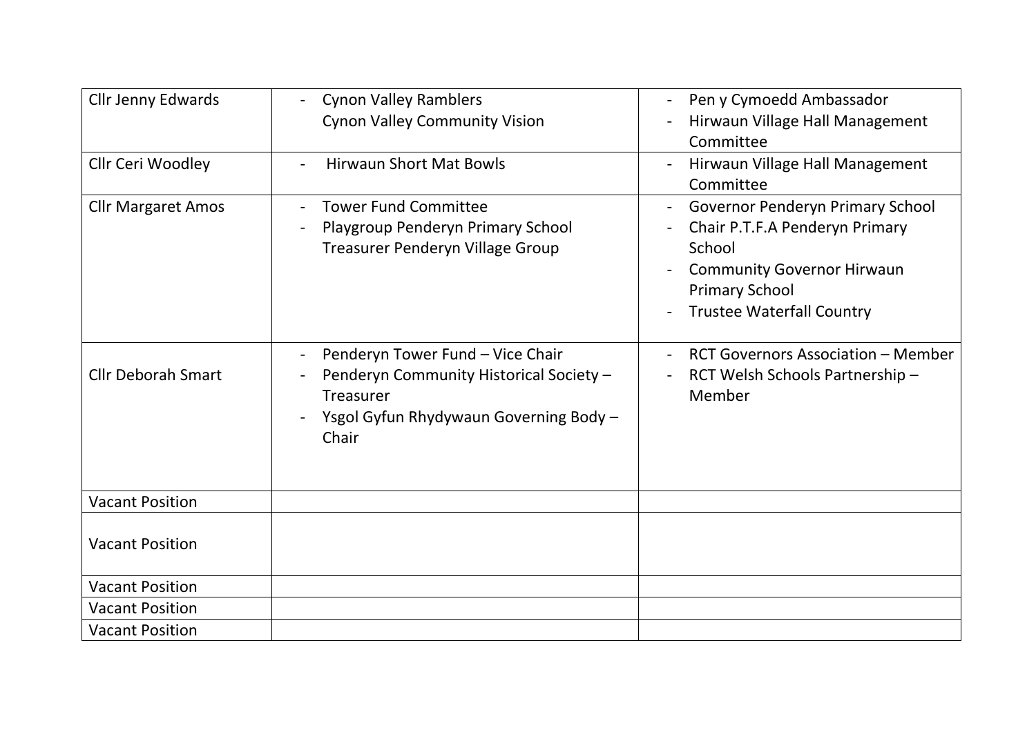| | | |
|---|---|---|
| Cllr Jenny Edwards | - Cynon Valley Ramblers<br>Cynon Valley Community Vision | - Pen y Cymoedd Ambassador<br>- Hirwaun Village Hall Management Committee |
| Cllr Ceri Woodley | - Hirwaun Short Mat Bowls | - Hirwaun Village Hall Management Committee |
| Cllr Margaret Amos | - Tower Fund Committee<br>- Playgroup Penderyn Primary School<br>Treasurer Penderyn Village Group | - Governor Penderyn Primary School<br>- Chair P.T.F.A Penderyn Primary School<br>- Community Governor Hirwaun Primary School<br>- Trustee Waterfall Country |
| Cllr Deborah Smart | - Penderyn Tower Fund – Vice Chair<br>- Penderyn Community Historical Society – Treasurer<br>- Ysgol Gyfun Rhydywaun Governing Body – Chair | - RCT Governors Association – Member<br>- RCT Welsh Schools Partnership – Member |
| Vacant Position | | |
| Vacant Position | | |
| Vacant Position | | |
| Vacant Position | | |
| Vacant Position | | |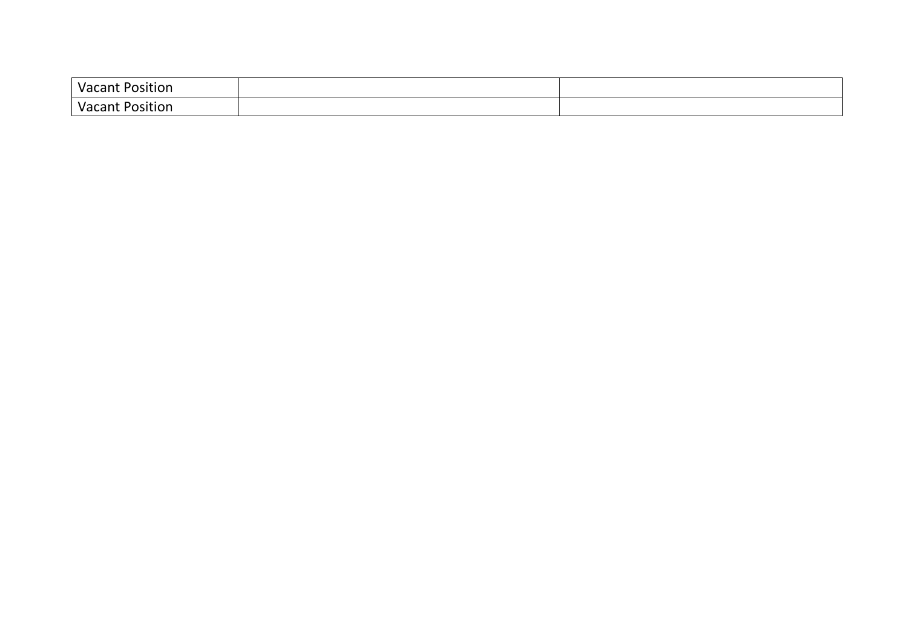| | | |
|---|---|---|
| Vacant Position | | |
| Vacant Position | | |